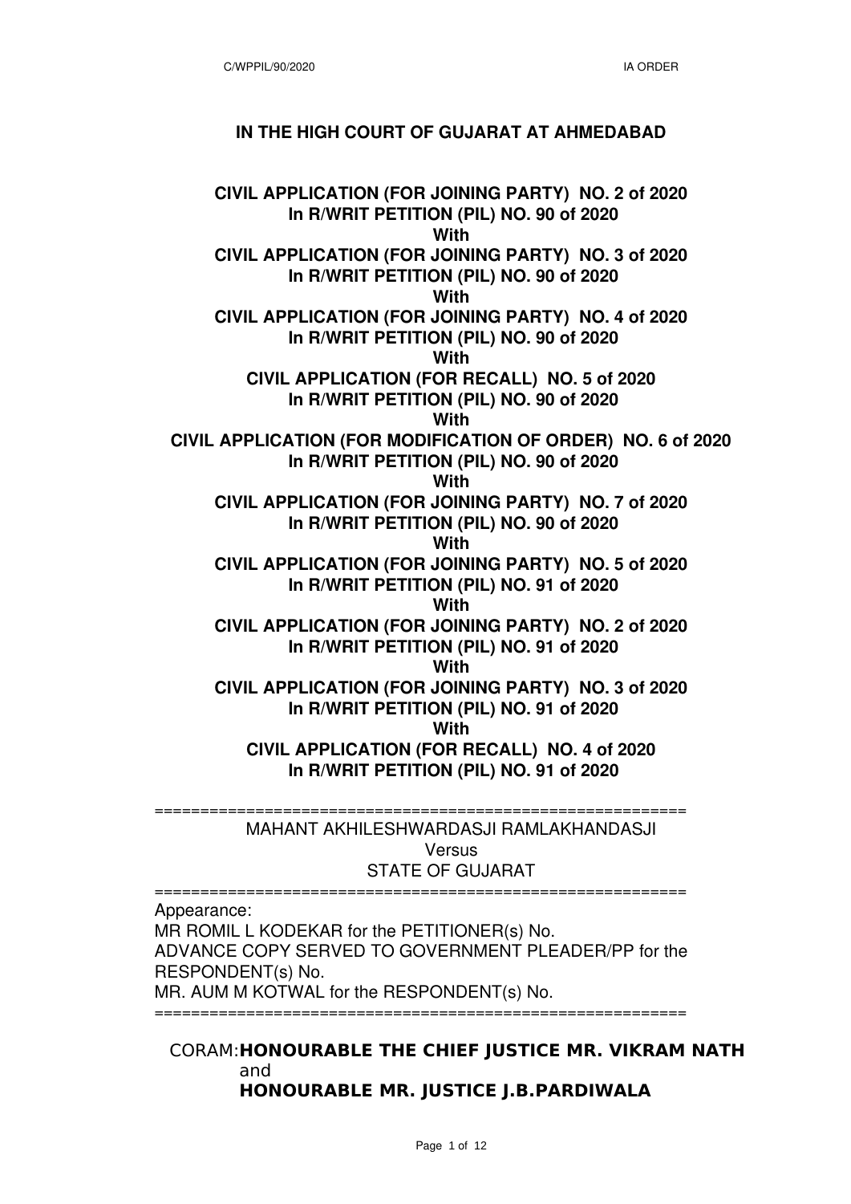**IN THE HIGH COURT OF GUJARAT AT AHMEDABAD**

**CIVIL APPLICATION (FOR JOINING PARTY) NO. 2 of 2020**
**In R/WRIT PETITION (PIL) NO. 90 of 2020**
**With**
**CIVIL APPLICATION (FOR JOINING PARTY) NO. 3 of 2020**
**In R/WRIT PETITION (PIL) NO. 90 of 2020**
**With**
**CIVIL APPLICATION (FOR JOINING PARTY) NO. 4 of 2020**
**In R/WRIT PETITION (PIL) NO. 90 of 2020**
**With**
**CIVIL APPLICATION (FOR RECALL) NO. 5 of 2020**
**In R/WRIT PETITION (PIL) NO. 90 of 2020**
**With**
**CIVIL APPLICATION (FOR MODIFICATION OF ORDER) NO. 6 of 2020**
**In R/WRIT PETITION (PIL) NO. 90 of 2020**
**With**
**CIVIL APPLICATION (FOR JOINING PARTY) NO. 7 of 2020**
**In R/WRIT PETITION (PIL) NO. 90 of 2020**
**With**
**CIVIL APPLICATION (FOR JOINING PARTY) NO. 5 of 2020**
**In R/WRIT PETITION (PIL) NO. 91 of 2020**
**With**
**CIVIL APPLICATION (FOR JOINING PARTY) NO. 2 of 2020**
**In R/WRIT PETITION (PIL) NO. 91 of 2020**
**With**
**CIVIL APPLICATION (FOR JOINING PARTY) NO. 3 of 2020**
**In R/WRIT PETITION (PIL) NO. 91 of 2020**
**With**
**CIVIL APPLICATION (FOR RECALL) NO. 4 of 2020**
**In R/WRIT PETITION (PIL) NO. 91 of 2020**

==========================================================

MAHANT AKHILESHWARDASJI RAMLAKHANDASJI
Versus
STATE OF GUJARAT

==========================================================

Appearance:
MR ROMIL L KODEKAR for the PETITIONER(s) No.
ADVANCE COPY SERVED TO GOVERNMENT PLEADER/PP for the RESPONDENT(s) No.
MR. AUM M KOTWAL for the RESPONDENT(s) No.

==========================================================

CORAM: **HONOURABLE THE CHIEF JUSTICE MR. VIKRAM NATH**
and
**HONOURABLE MR. JUSTICE J.B.PARDIWALA**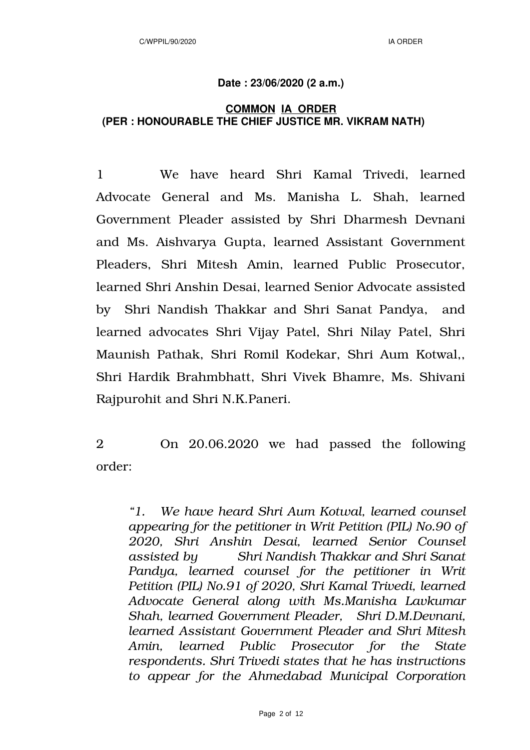**Date : 23/06/2020 (2 a.m.)**

**COMMON IA ORDER**
**(PER : HONOURABLE THE CHIEF JUSTICE MR. VIKRAM NATH)**

1 We have heard Shri Kamal Trivedi, learned Advocate General and Ms. Manisha L. Shah, learned Government Pleader assisted by Shri Dharmesh Devnani and Ms. Aishvarya Gupta, learned Assistant Government Pleaders, Shri Mitesh Amin, learned Public Prosecutor, learned Shri Anshin Desai, learned Senior Advocate assisted by Shri Nandish Thakkar and Shri Sanat Pandya, and learned advocates Shri Vijay Patel, Shri Nilay Patel, Shri Maunish Pathak, Shri Romil Kodekar, Shri Aum Kotwal,, Shri Hardik Brahmbhatt, Shri Vivek Bhamre, Ms. Shivani Rajpurohit and Shri N.K.Paneri.

2 On 20.06.2020 we had passed the following order:

> *"1. We have heard Shri Aum Kotwal, learned counsel appearing for the petitioner in Writ Petition (PIL) No.90 of 2020, Shri Anshin Desai, learned Senior Counsel assisted by Shri Nandish Thakkar and Shri Sanat Pandya, learned counsel for the petitioner in Writ Petition (PIL) No.91 of 2020, Shri Kamal Trivedi, learned Advocate General along with Ms.Manisha Lavkumar Shah, learned Government Pleader, Shri D.M.Devnani, learned Assistant Government Pleader and Shri Mitesh Amin, learned Public Prosecutor for the State respondents. Shri Trivedi states that he has instructions to appear for the Ahmedabad Municipal Corporation*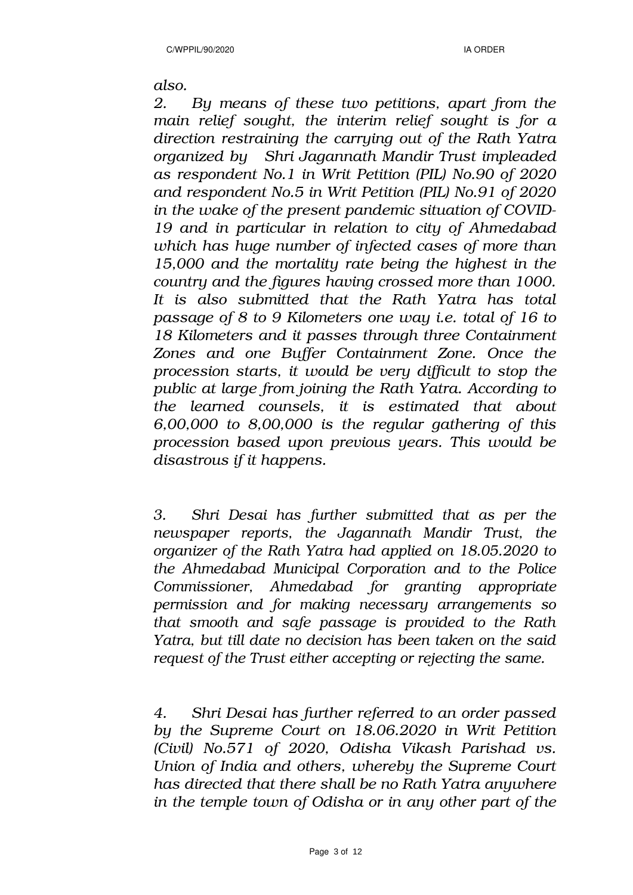*also.*

*2. By means of these two petitions, apart from the main relief sought, the interim relief sought is for a direction restraining the carrying out of the Rath Yatra organized by Shri Jagannath Mandir Trust impleaded as respondent No.1 in Writ Petition (PIL) No.90 of 2020 and respondent No.5 in Writ Petition (PIL) No.91 of 2020 in the wake of the present pandemic situation of COVID-19 and in particular in relation to city of Ahmedabad which has huge number of infected cases of more than 15,000 and the mortality rate being the highest in the country and the figures having crossed more than 1000. It is also submitted that the Rath Yatra has total passage of 8 to 9 Kilometers one way i.e. total of 16 to 18 Kilometers and it passes through three Containment Zones and one Buffer Containment Zone. Once the procession starts, it would be very difficult to stop the public at large from joining the Rath Yatra. According to the learned counsels, it is estimated that about 6,00,000 to 8,00,000 is the regular gathering of this procession based upon previous years. This would be disastrous if it happens.*

*3. Shri Desai has further submitted that as per the newspaper reports, the Jagannath Mandir Trust, the organizer of the Rath Yatra had applied on 18.05.2020 to the Ahmedabad Municipal Corporation and to the Police Commissioner, Ahmedabad for granting appropriate permission and for making necessary arrangements so that smooth and safe passage is provided to the Rath Yatra, but till date no decision has been taken on the said request of the Trust either accepting or rejecting the same.*

*4. Shri Desai has further referred to an order passed by the Supreme Court on 18.06.2020 in Writ Petition (Civil) No.571 of 2020, Odisha Vikash Parishad vs. Union of India and others, whereby the Supreme Court has directed that there shall be no Rath Yatra anywhere in the temple town of Odisha or in any other part of the*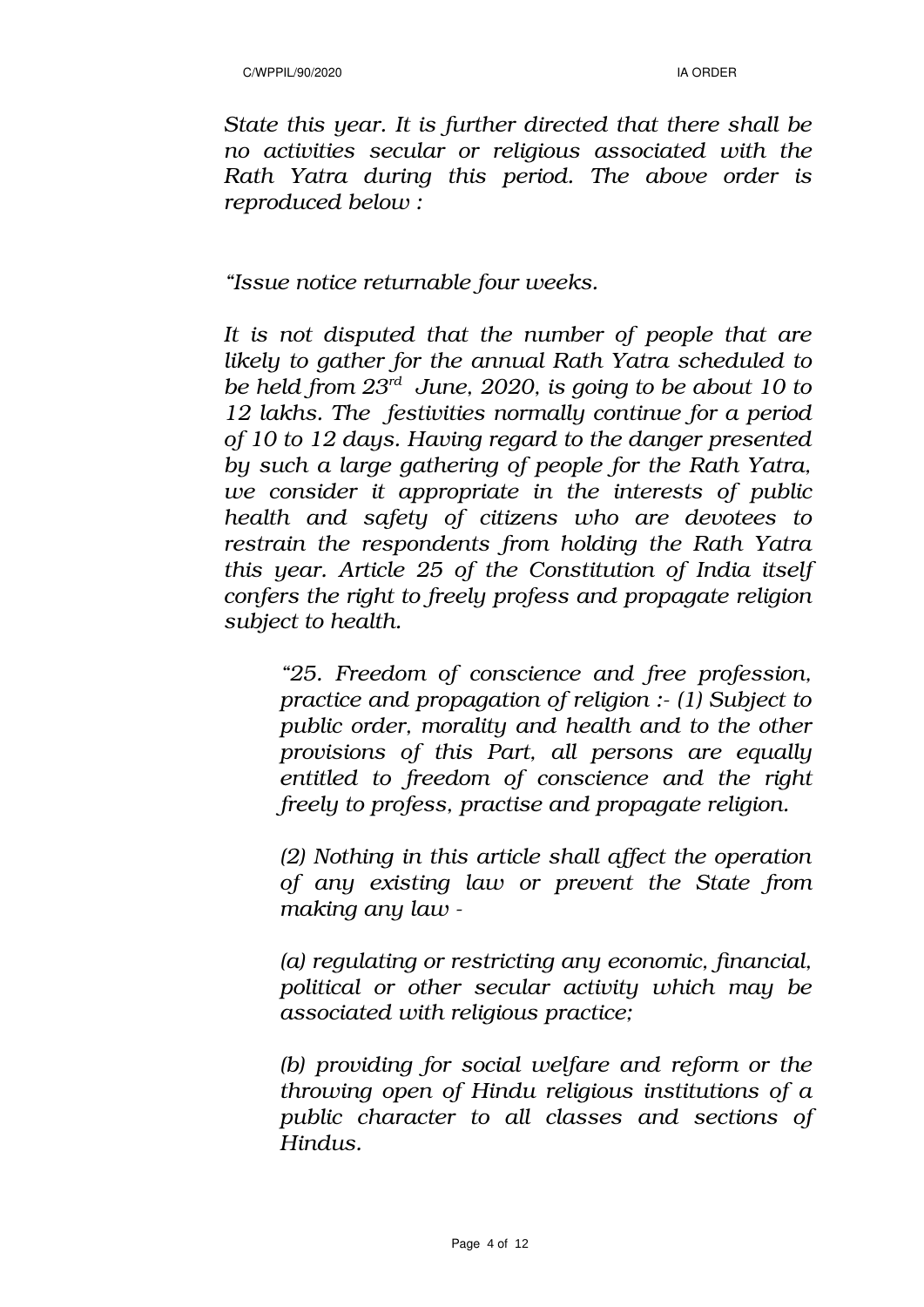*State this year. It is further directed that there shall be no activities secular or religious associated with the Rath Yatra during this period. The above order is reproduced below :*

*"Issue notice returnable four weeks.*

*It is not disputed that the number of people that are likely to gather for the annual Rath Yatra scheduled to be held from 23rd June, 2020, is going to be about 10 to 12 lakhs. The festivities normally continue for a period of 10 to 12 days. Having regard to the danger presented by such a large gathering of people for the Rath Yatra, we consider it appropriate in the interests of public health and safety of citizens who are devotees to restrain the respondents from holding the Rath Yatra this year. Article 25 of the Constitution of India itself confers the right to freely profess and propagate religion subject to health.*

> *"25. Freedom of conscience and free profession, practice and propagation of religion :- (1) Subject to public order, morality and health and to the other provisions of this Part, all persons are equally entitled to freedom of conscience and the right freely to profess, practise and propagate religion.*
>
> *(2) Nothing in this article shall affect the operation of any existing law or prevent the State from making any law -*
>
> *(a) regulating or restricting any economic, financial, political or other secular activity which may be associated with religious practice;*
>
> *(b) providing for social welfare and reform or the throwing open of Hindu religious institutions of a public character to all classes and sections of Hindus.*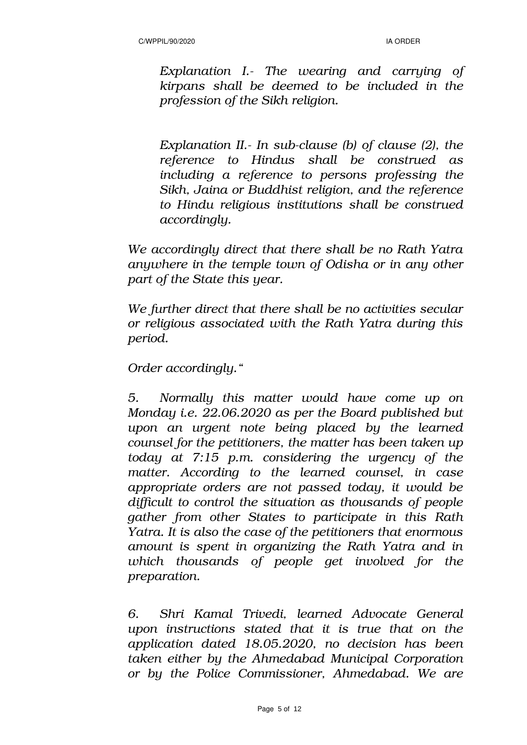*Explanation I.- The wearing and carrying of kirpans shall be deemed to be included in the profession of the Sikh religion.*

*Explanation II.- In sub-clause (b) of clause (2), the reference to Hindus shall be construed as including a reference to persons professing the Sikh, Jaina or Buddhist religion, and the reference to Hindu religious institutions shall be construed accordingly.*

*We accordingly direct that there shall be no Rath Yatra anywhere in the temple town of Odisha or in any other part of the State this year.*

*We further direct that there shall be no activities secular or religious associated with the Rath Yatra during this period.*

*Order accordingly."*

*5. Normally this matter would have come up on Monday i.e. 22.06.2020 as per the Board published but upon an urgent note being placed by the learned counsel for the petitioners, the matter has been taken up today at 7:15 p.m. considering the urgency of the matter. According to the learned counsel, in case appropriate orders are not passed today, it would be difficult to control the situation as thousands of people gather from other States to participate in this Rath Yatra. It is also the case of the petitioners that enormous amount is spent in organizing the Rath Yatra and in which thousands of people get involved for the preparation.*

*6. Shri Kamal Trivedi, learned Advocate General upon instructions stated that it is true that on the application dated 18.05.2020, no decision has been taken either by the Ahmedabad Municipal Corporation or by the Police Commissioner, Ahmedabad. We are*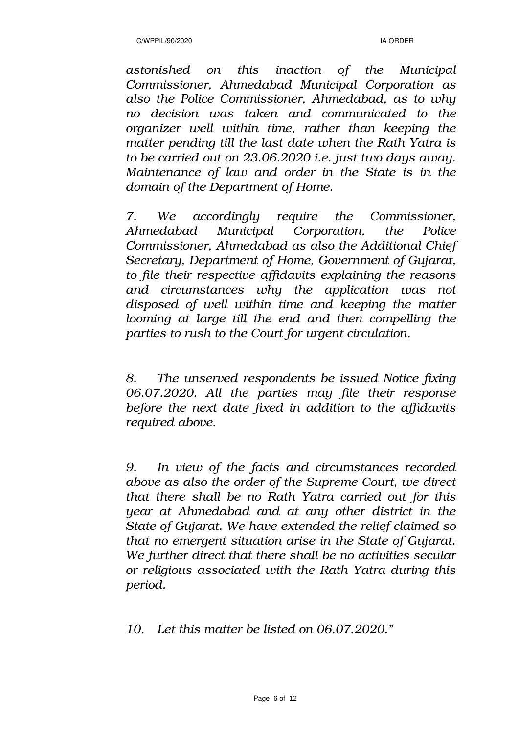*astonished on this inaction of the Municipal Commissioner, Ahmedabad Municipal Corporation as also the Police Commissioner, Ahmedabad, as to why no decision was taken and communicated to the organizer well within time, rather than keeping the matter pending till the last date when the Rath Yatra is to be carried out on 23.06.2020 i.e. just two days away. Maintenance of law and order in the State is in the domain of the Department of Home.*

*7. We accordingly require the Commissioner, Ahmedabad Municipal Corporation, the Police Commissioner, Ahmedabad as also the Additional Chief Secretary, Department of Home, Government of Gujarat, to file their respective affidavits explaining the reasons and circumstances why the application was not disposed of well within time and keeping the matter looming at large till the end and then compelling the parties to rush to the Court for urgent circulation.*

*8. The unserved respondents be issued Notice fixing 06.07.2020. All the parties may file their response before the next date fixed in addition to the affidavits required above.*

*9. In view of the facts and circumstances recorded above as also the order of the Supreme Court, we direct that there shall be no Rath Yatra carried out for this year at Ahmedabad and at any other district in the State of Gujarat. We have extended the relief claimed so that no emergent situation arise in the State of Gujarat. We further direct that there shall be no activities secular or religious associated with the Rath Yatra during this period.*

*10. Let this matter be listed on 06.07.2020."*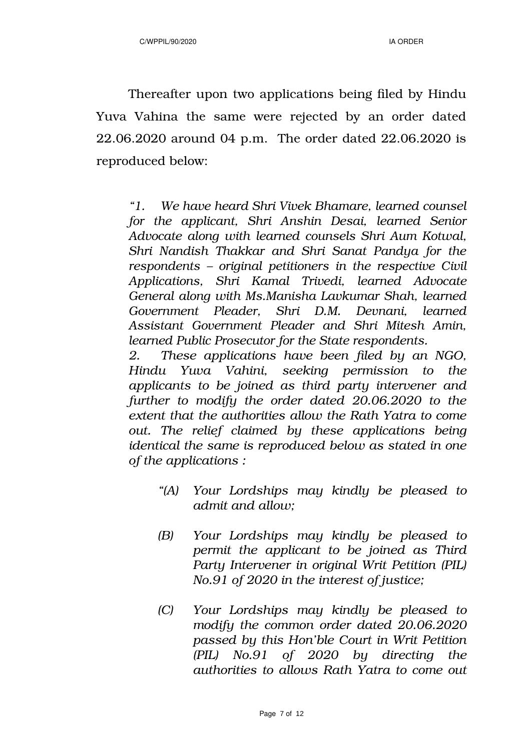Thereafter upon two applications being filed by Hindu Yuva Vahina the same were rejected by an order dated 22.06.2020 around 04 p.m. The order dated 22.06.2020 is reproduced below:

> *"1. We have heard Shri Vivek Bhamare, learned counsel for the applicant, Shri Anshin Desai, learned Senior Advocate along with learned counsels Shri Aum Kotwal, Shri Nandish Thakkar and Shri Sanat Pandya for the respondents – original petitioners in the respective Civil Applications, Shri Kamal Trivedi, learned Advocate General along with Ms.Manisha Lavkumar Shah, learned Government Pleader, Shri D.M. Devnani, learned Assistant Government Pleader and Shri Mitesh Amin, learned Public Prosecutor for the State respondents.*
>
> *2. These applications have been filed by an NGO, Hindu Yuva Vahini, seeking permission to the applicants to be joined as third party intervener and further to modify the order dated 20.06.2020 to the extent that the authorities allow the Rath Yatra to come out. The relief claimed by these applications being identical the same is reproduced below as stated in one of the applications :*
>
> > *"(A) Your Lordships may kindly be pleased to admit and allow;*
> >
> > *(B) Your Lordships may kindly be pleased to permit the applicant to be joined as Third Party Intervener in original Writ Petition (PIL) No.91 of 2020 in the interest of justice;*
> >
> > *(C) Your Lordships may kindly be pleased to modify the common order dated 20.06.2020 passed by this Hon'ble Court in Writ Petition (PIL) No.91 of 2020 by directing the authorities to allows Rath Yatra to come out*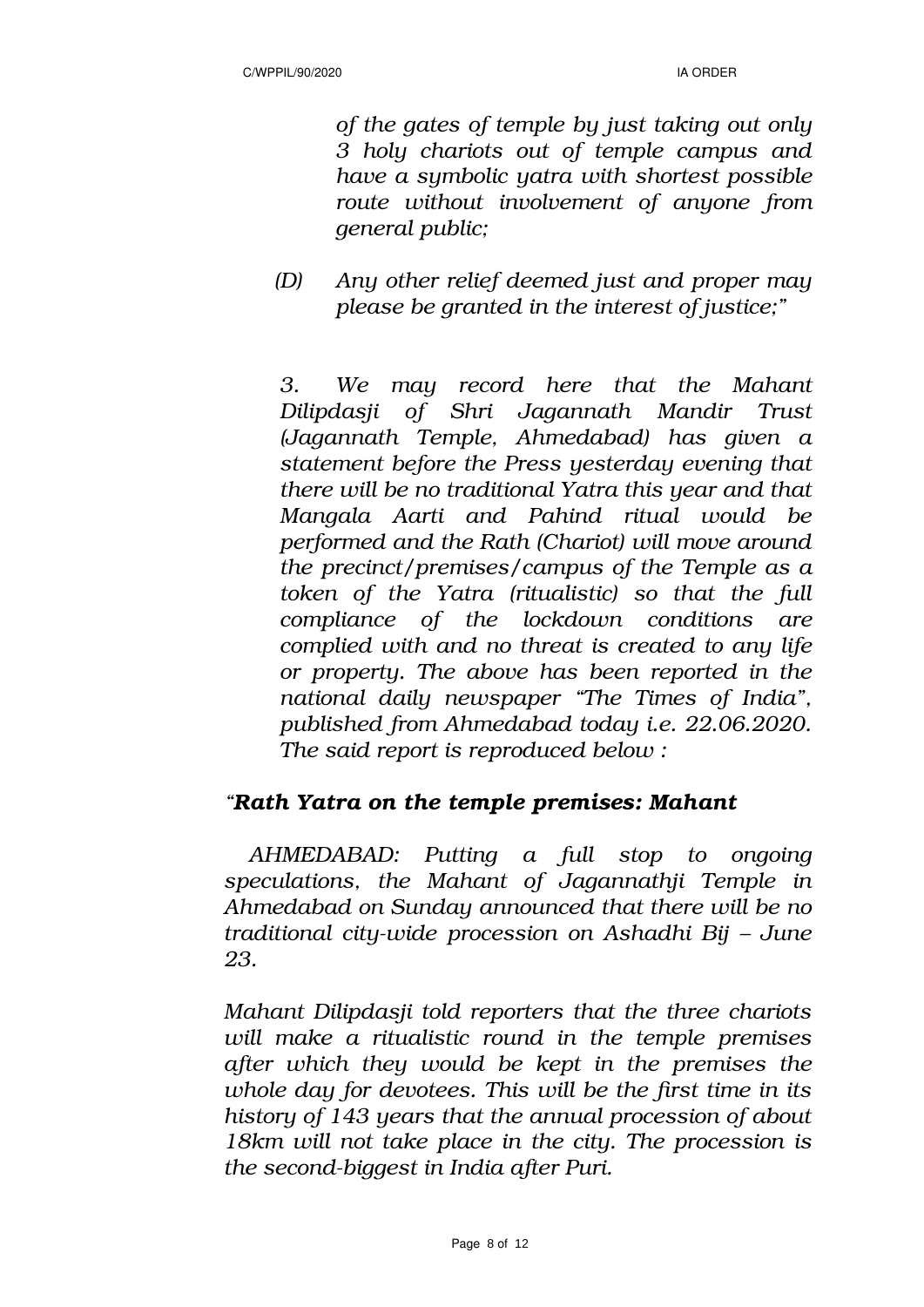*of the gates of temple by just taking out only 3 holy chariots out of temple campus and have a symbolic yatra with shortest possible route without involvement of anyone from general public;*

*(D) Any other relief deemed just and proper may please be granted in the interest of justice;"*

*3. We may record here that the Mahant Dilipdasji of Shri Jagannath Mandir Trust (Jagannath Temple, Ahmedabad) has given a statement before the Press yesterday evening that there will be no traditional Yatra this year and that Mangala Aarti and Pahind ritual would be performed and the Rath (Chariot) will move around the precinct/premises/campus of the Temple as a token of the Yatra (ritualistic) so that the full compliance of the lockdown conditions are complied with and no threat is created to any life or property. The above has been reported in the national daily newspaper "The Times of India", published from Ahmedabad today i.e. 22.06.2020. The said report is reproduced below :*

*"**Rath Yatra on the temple premises: Mahant***

*AHMEDABAD: Putting a full stop to ongoing speculations, the Mahant of Jagannathji Temple in Ahmedabad on Sunday announced that there will be no traditional city-wide procession on Ashadhi Bij – June 23.*

*Mahant Dilipdasji told reporters that the three chariots will make a ritualistic round in the temple premises after which they would be kept in the premises the whole day for devotees. This will be the first time in its history of 143 years that the annual procession of about 18km will not take place in the city. The procession is the second-biggest in India after Puri.*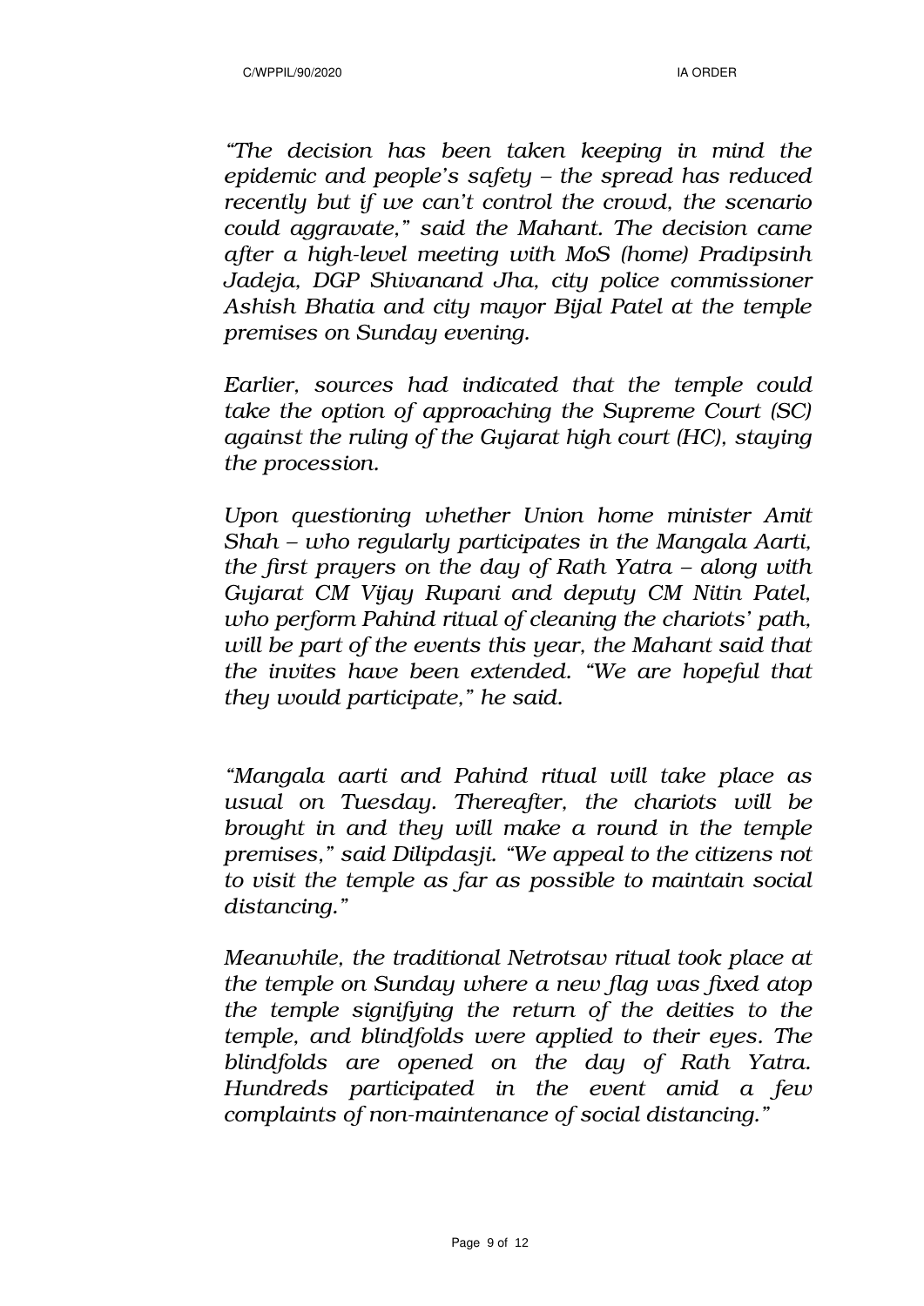*"The decision has been taken keeping in mind the epidemic and people's safety – the spread has reduced recently but if we can't control the crowd, the scenario could aggravate," said the Mahant. The decision came after a high-level meeting with MoS (home) Pradipsinh Jadeja, DGP Shivanand Jha, city police commissioner Ashish Bhatia and city mayor Bijal Patel at the temple premises on Sunday evening.*

*Earlier, sources had indicated that the temple could take the option of approaching the Supreme Court (SC) against the ruling of the Gujarat high court (HC), staying the procession.*

*Upon questioning whether Union home minister Amit Shah – who regularly participates in the Mangala Aarti, the first prayers on the day of Rath Yatra – along with Gujarat CM Vijay Rupani and deputy CM Nitin Patel, who perform Pahind ritual of cleaning the chariots' path, will be part of the events this year, the Mahant said that the invites have been extended. "We are hopeful that they would participate," he said.*

*"Mangala aarti and Pahind ritual will take place as usual on Tuesday. Thereafter, the chariots will be brought in and they will make a round in the temple premises," said Dilipdasji. "We appeal to the citizens not to visit the temple as far as possible to maintain social distancing."*

*Meanwhile, the traditional Netrotsav ritual took place at the temple on Sunday where a new flag was fixed atop the temple signifying the return of the deities to the temple, and blindfolds were applied to their eyes. The blindfolds are opened on the day of Rath Yatra. Hundreds participated in the event amid a few complaints of non-maintenance of social distancing."*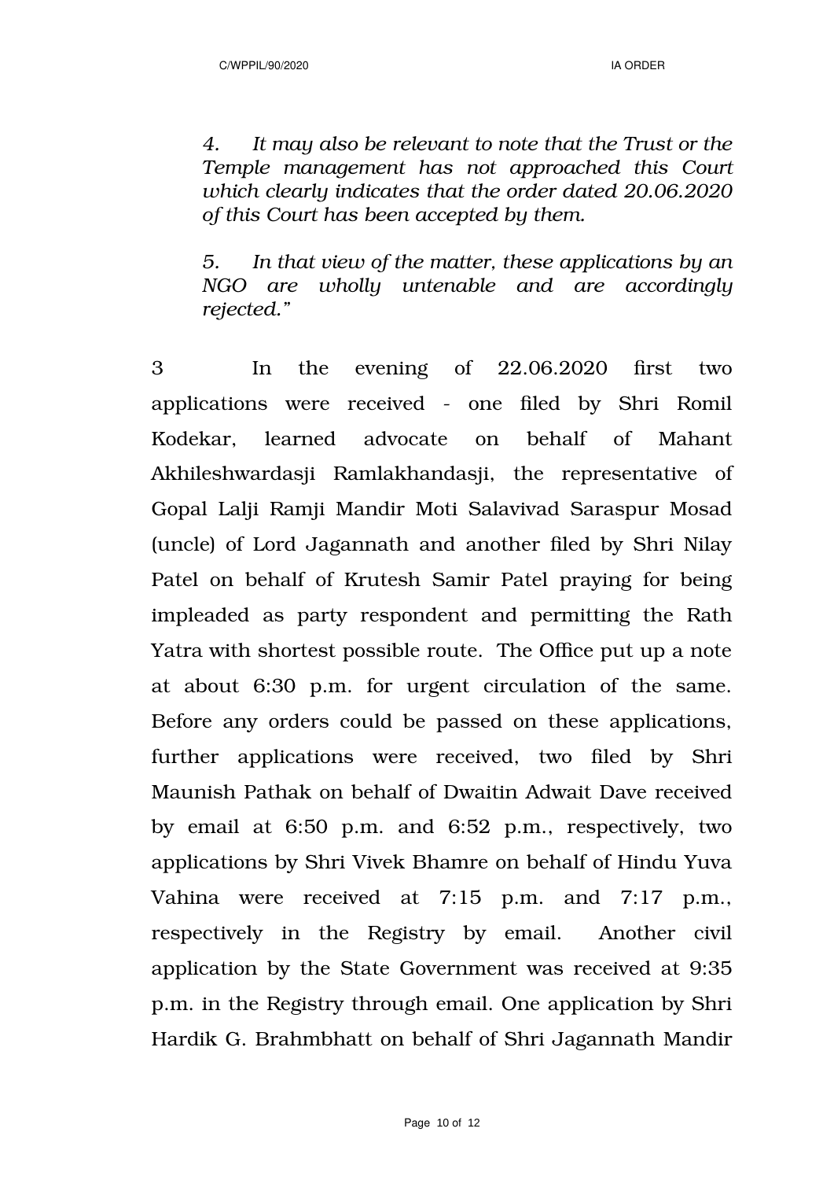*4. It may also be relevant to note that the Trust or the Temple management has not approached this Court which clearly indicates that the order dated 20.06.2020 of this Court has been accepted by them.*

*5. In that view of the matter, these applications by an NGO are wholly untenable and are accordingly rejected."*

3 In the evening of 22.06.2020 first two applications were received - one filed by Shri Romil Kodekar, learned advocate on behalf of Mahant Akhileshwardasji Ramlakhandasji, the representative of Gopal Lalji Ramji Mandir Moti Salavivad Saraspur Mosad (uncle) of Lord Jagannath and another filed by Shri Nilay Patel on behalf of Krutesh Samir Patel praying for being impleaded as party respondent and permitting the Rath Yatra with shortest possible route. The Office put up a note at about 6:30 p.m. for urgent circulation of the same. Before any orders could be passed on these applications, further applications were received, two filed by Shri Maunish Pathak on behalf of Dwaitin Adwait Dave received by email at 6:50 p.m. and 6:52 p.m., respectively, two applications by Shri Vivek Bhamre on behalf of Hindu Yuva Vahina were received at 7:15 p.m. and 7:17 p.m., respectively in the Registry by email. Another civil application by the State Government was received at 9:35 p.m. in the Registry through email. One application by Shri Hardik G. Brahmbhatt on behalf of Shri Jagannath Mandir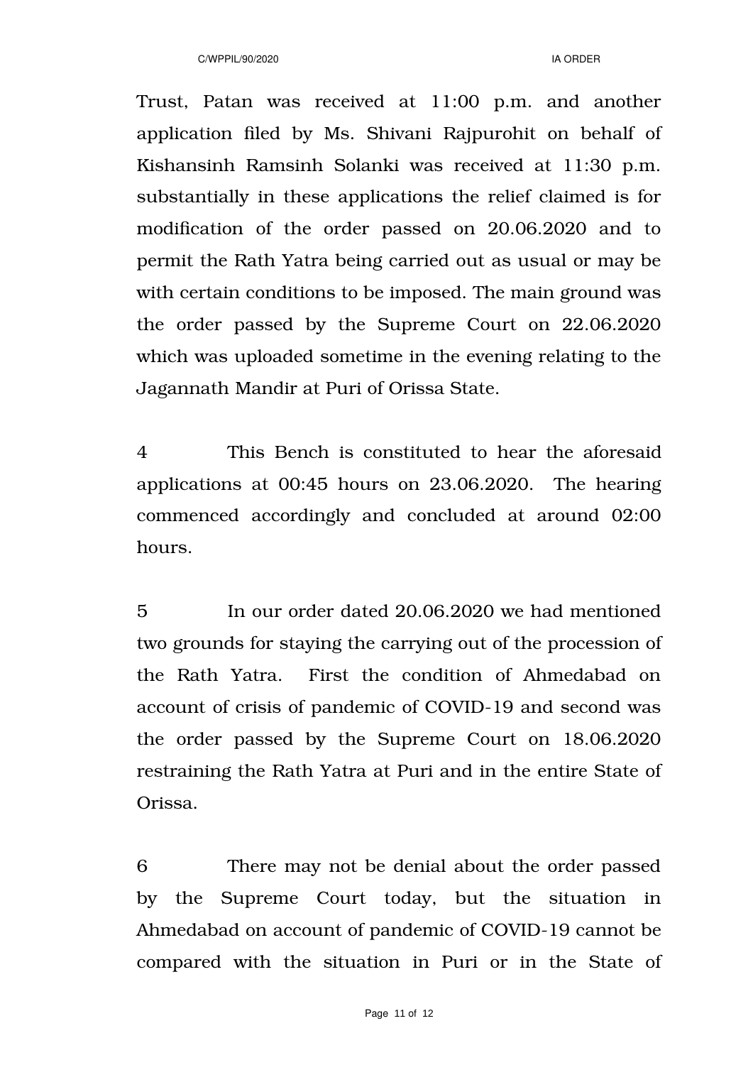Trust, Patan was received at 11:00 p.m. and another application filed by Ms. Shivani Rajpurohit on behalf of Kishansinh Ramsinh Solanki was received at 11:30 p.m. substantially in these applications the relief claimed is for modification of the order passed on 20.06.2020 and to permit the Rath Yatra being carried out as usual or may be with certain conditions to be imposed. The main ground was the order passed by the Supreme Court on 22.06.2020 which was uploaded sometime in the evening relating to the Jagannath Mandir at Puri of Orissa State.

4 This Bench is constituted to hear the aforesaid applications at 00:45 hours on 23.06.2020. The hearing commenced accordingly and concluded at around 02:00 hours.

5 In our order dated 20.06.2020 we had mentioned two grounds for staying the carrying out of the procession of the Rath Yatra. First the condition of Ahmedabad on account of crisis of pandemic of COVID-19 and second was the order passed by the Supreme Court on 18.06.2020 restraining the Rath Yatra at Puri and in the entire State of Orissa.

6 There may not be denial about the order passed by the Supreme Court today, but the situation in Ahmedabad on account of pandemic of COVID-19 cannot be compared with the situation in Puri or in the State of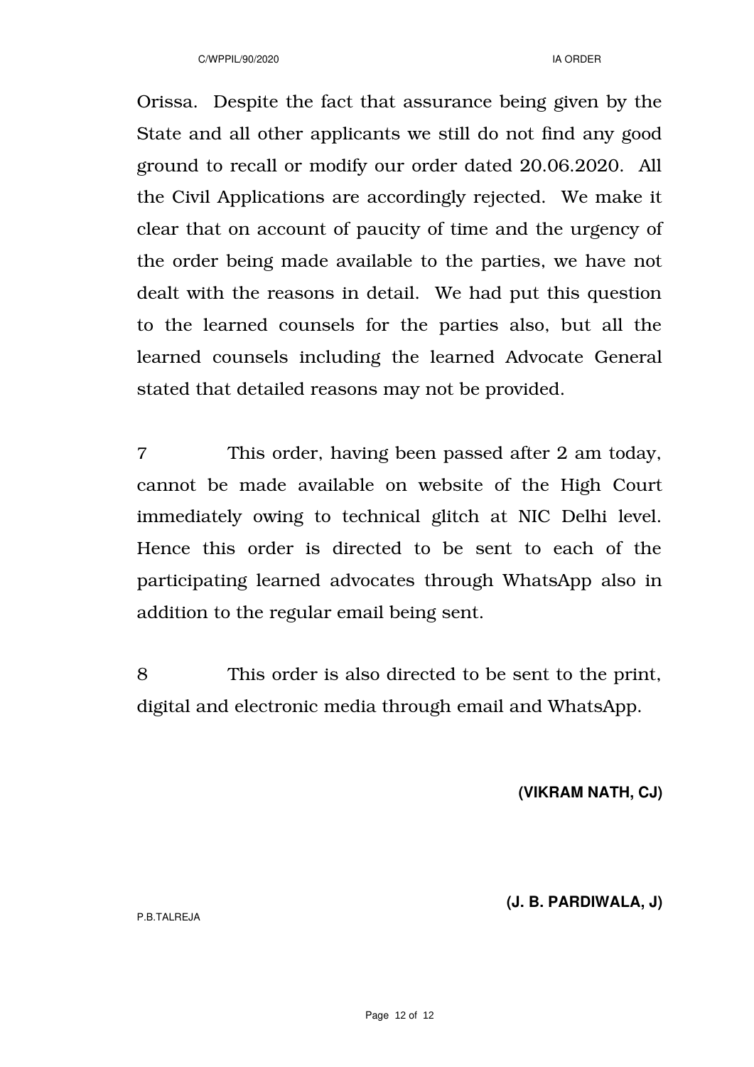Orissa. Despite the fact that assurance being given by the State and all other applicants we still do not find any good ground to recall or modify our order dated 20.06.2020. All the Civil Applications are accordingly rejected. We make it clear that on account of paucity of time and the urgency of the order being made available to the parties, we have not dealt with the reasons in detail. We had put this question to the learned counsels for the parties also, but all the learned counsels including the learned Advocate General stated that detailed reasons may not be provided.

7 This order, having been passed after 2 am today, cannot be made available on website of the High Court immediately owing to technical glitch at NIC Delhi level. Hence this order is directed to be sent to each of the participating learned advocates through WhatsApp also in addition to the regular email being sent.

8 This order is also directed to be sent to the print, digital and electronic media through email and WhatsApp.

**(VIKRAM NATH, CJ)**

**(J. B. PARDIWALA, J)**

P.B.TALREJA